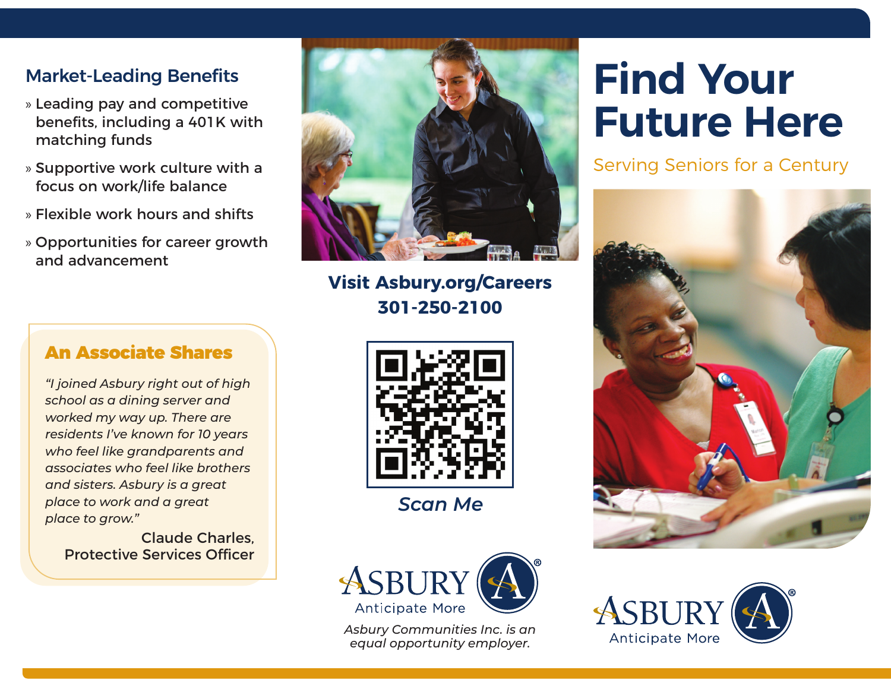## Market-Leading Benefits

- Leading pay and competitive benefits, including a 401K with matching funds
- Supportive work culture with a focus on work/life balance
- Flexible work hours and shifts
- Opportunities for career growth and advancement

### An Associate Shares

*"I joined Asbury right out of high school as a dining server and worked my way up. There are residents I've known for 10 years who feel like grandparents and associates who feel like brothers and sisters. Asbury is a great place to work and a great place to grow."*

Claude Charles,
Protective Services Officer

**Visit Asbury.org/Careers**
**301-250-2100**

*Scan Me*

ASBURY
Anticipate More

*Asbury Communities Inc. is an equal opportunity employer.*

# Find Your Future Here

Serving Seniors for a Century

ASBURY
Anticipate More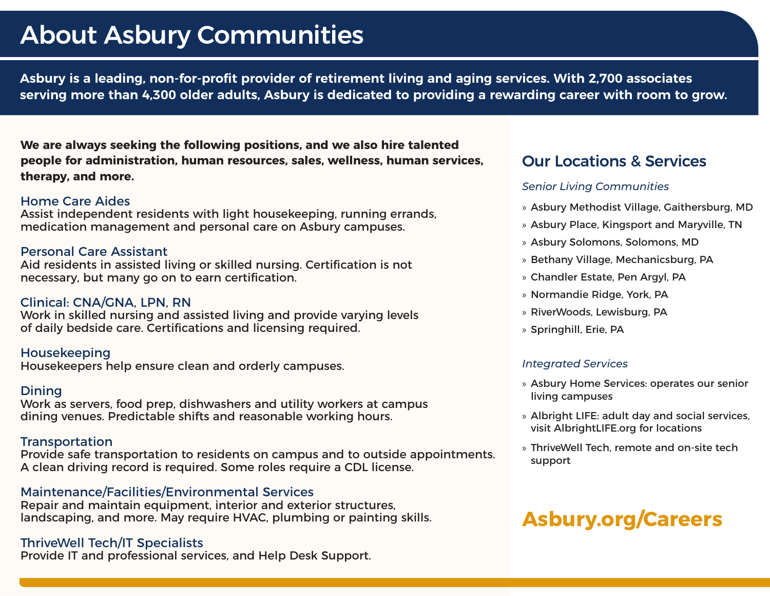# About Asbury Communities

**Asbury is a leading, non-for-profit provider of retirement living and aging services. With 2,700 associates serving more than 4,300 older adults, Asbury is dedicated to providing a rewarding career with room to grow.**

**We are always seeking the following positions, and we also hire talented people for administration, human resources, sales, wellness, human services, therapy, and more.**

### Home Care Aides
Assist independent residents with light housekeeping, running errands, medication management and personal care on Asbury campuses.

### Personal Care Assistant
Aid residents in assisted living or skilled nursing. Certification is not necessary, but many go on to earn certification.

### Clinical: CNA/GNA, LPN, RN
Work in skilled nursing and assisted living and provide varying levels of daily bedside care. Certifications and licensing required.

### Housekeeping
Housekeepers help ensure clean and orderly campuses.

### Dining
Work as servers, food prep, dishwashers and utility workers at campus dining venues. Predictable shifts and reasonable working hours.

### Transportation
Provide safe transportation to residents on campus and to outside appointments. A clean driving record is required. Some roles require a CDL license.

### Maintenance/Facilities/Environmental Services
Repair and maintain equipment, interior and exterior structures, landscaping, and more. May require HVAC, plumbing or painting skills.

### ThriveWell Tech/IT Specialists
Provide IT and professional services, and Help Desk Support.

## Our Locations & Services

*Senior Living Communities*

- Asbury Methodist Village, Gaithersburg, MD
- Asbury Place, Kingsport and Maryville, TN
- Asbury Solomons, Solomons, MD
- Bethany Village, Mechanicsburg, PA
- Chandler Estate, Pen Argyl, PA
- Normandie Ridge, York, PA
- RiverWoods, Lewisburg, PA
- Springhill, Erie, PA

*Integrated Services*

- Asbury Home Services: operates our senior living campuses
- Albright LIFE: adult day and social services, visit AlbrightLIFE.org for locations
- ThriveWell Tech, remote and on-site tech support

**Asbury.org/Careers**